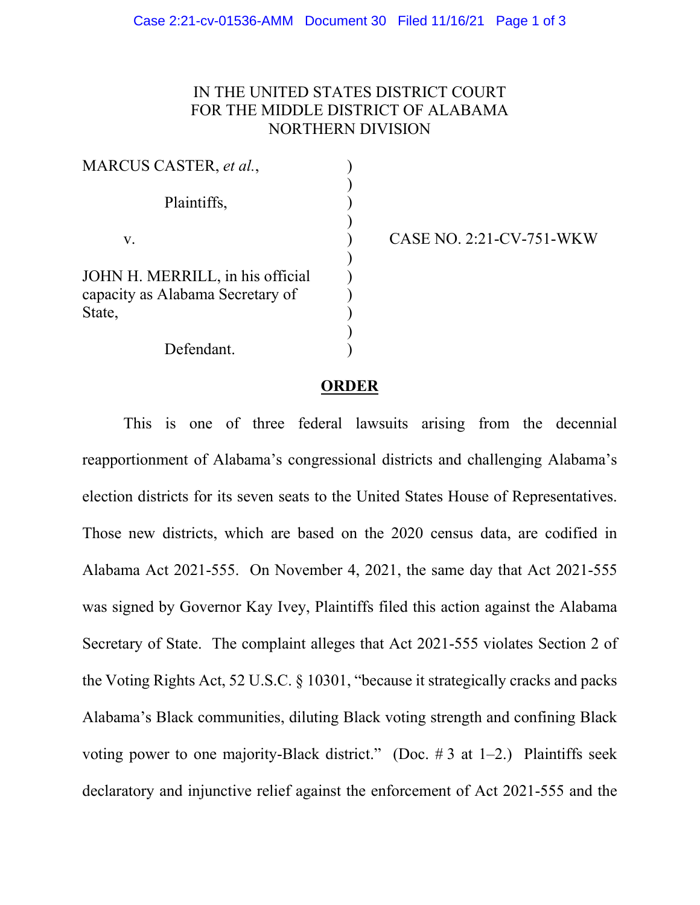IN THE UNITED STATES DISTRICT COURT
FOR THE MIDDLE DISTRICT OF ALABAMA
NORTHERN DIVISION

| | | |
|---|---|---|
| MARCUS CASTER, *et al.*, | ) | |
| | ) | |
| Plaintiffs, | ) | |
| | ) | |
| v. | ) | CASE NO. 2:21-CV-751-WKW |
| | ) | |
| JOHN H. MERRILL, in his official capacity as Alabama Secretary of State, | ) | |
| | ) | |
| Defendant. | ) | |

## **ORDER**

This is one of three federal lawsuits arising from the decennial reapportionment of Alabama's congressional districts and challenging Alabama's election districts for its seven seats to the United States House of Representatives. Those new districts, which are based on the 2020 census data, are codified in Alabama Act 2021-555. On November 4, 2021, the same day that Act 2021-555 was signed by Governor Kay Ivey, Plaintiffs filed this action against the Alabama Secretary of State. The complaint alleges that Act 2021-555 violates Section 2 of the Voting Rights Act, 52 U.S.C. § 10301, "because it strategically cracks and packs Alabama's Black communities, diluting Black voting strength and confining Black voting power to one majority-Black district." (Doc. # 3 at 1–2.) Plaintiffs seek declaratory and injunctive relief against the enforcement of Act 2021-555 and the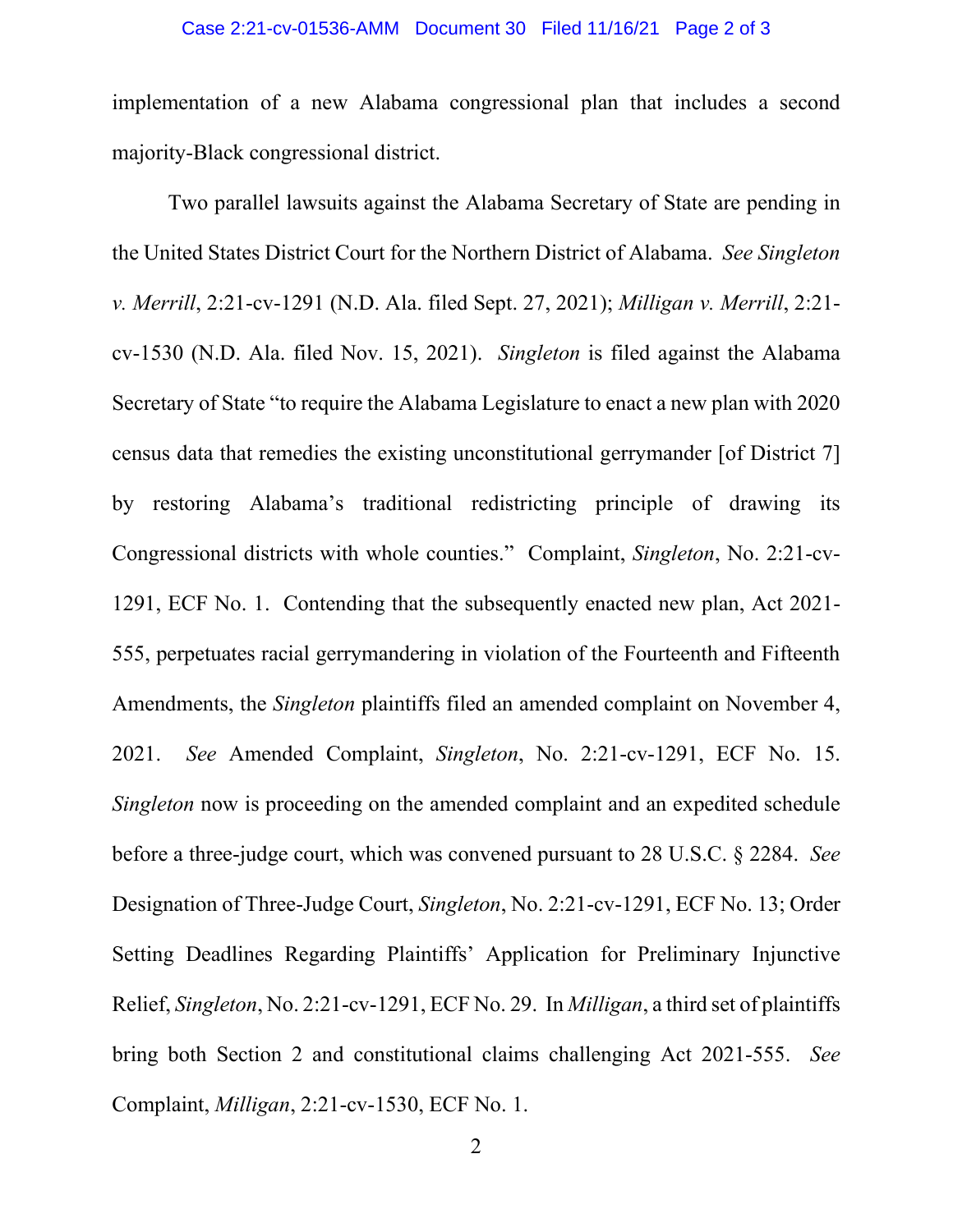implementation of a new Alabama congressional plan that includes a second majority-Black congressional district.

Two parallel lawsuits against the Alabama Secretary of State are pending in the United States District Court for the Northern District of Alabama. *See Singleton v. Merrill*, 2:21-cv-1291 (N.D. Ala. filed Sept. 27, 2021); *Milligan v. Merrill*, 2:21-cv-1530 (N.D. Ala. filed Nov. 15, 2021). *Singleton* is filed against the Alabama Secretary of State "to require the Alabama Legislature to enact a new plan with 2020 census data that remedies the existing unconstitutional gerrymander [of District 7] by restoring Alabama's traditional redistricting principle of drawing its Congressional districts with whole counties." Complaint, *Singleton*, No. 2:21-cv-1291, ECF No. 1. Contending that the subsequently enacted new plan, Act 2021-555, perpetuates racial gerrymandering in violation of the Fourteenth and Fifteenth Amendments, the *Singleton* plaintiffs filed an amended complaint on November 4, 2021. *See* Amended Complaint, *Singleton*, No. 2:21-cv-1291, ECF No. 15. *Singleton* now is proceeding on the amended complaint and an expedited schedule before a three-judge court, which was convened pursuant to 28 U.S.C. § 2284. *See* Designation of Three-Judge Court, *Singleton*, No. 2:21-cv-1291, ECF No. 13; Order Setting Deadlines Regarding Plaintiffs' Application for Preliminary Injunctive Relief, *Singleton*, No. 2:21-cv-1291, ECF No. 29. In *Milligan*, a third set of plaintiffs bring both Section 2 and constitutional claims challenging Act 2021-555. *See* Complaint, *Milligan*, 2:21-cv-1530, ECF No. 1.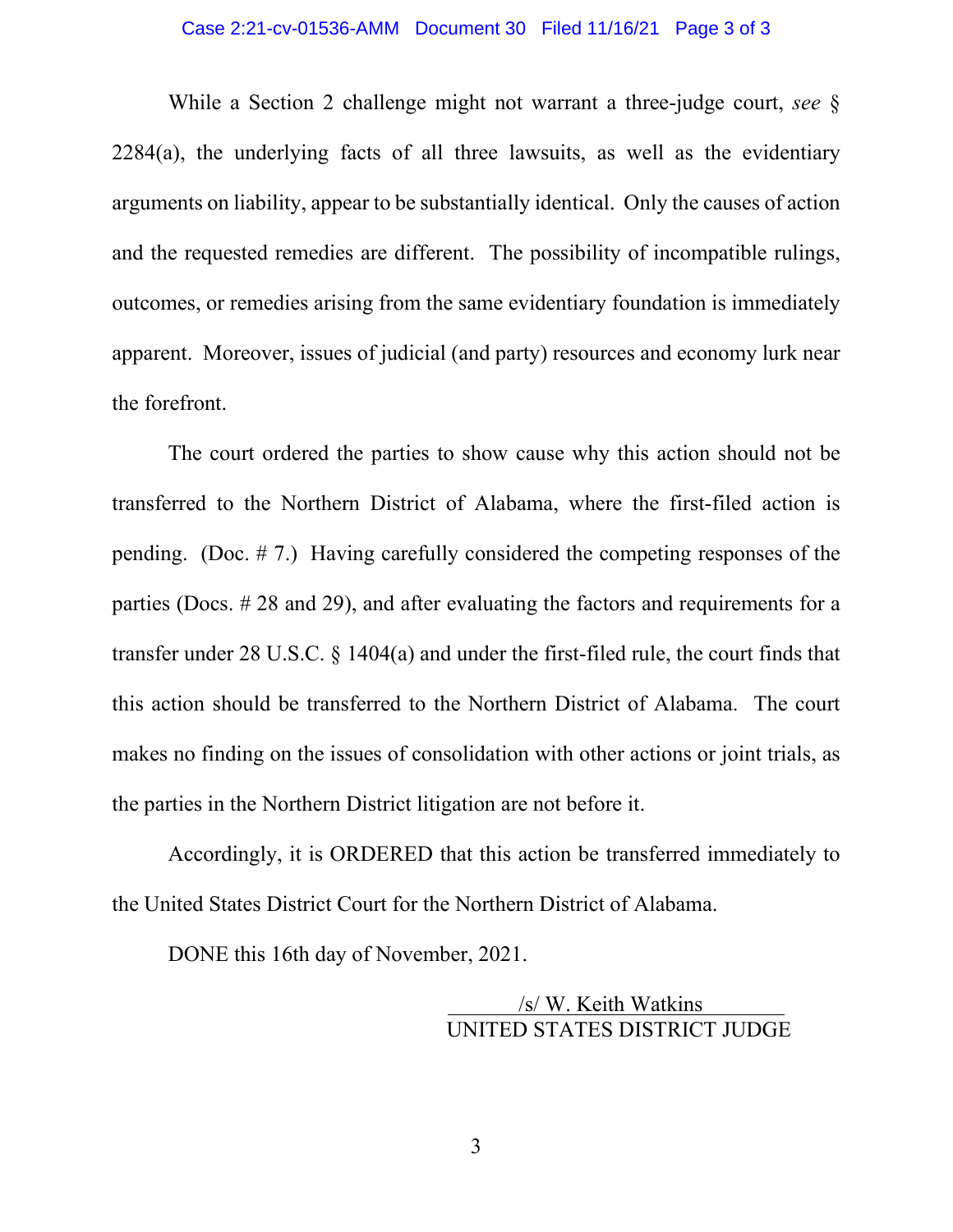While a Section 2 challenge might not warrant a three-judge court, *see* § 2284(a), the underlying facts of all three lawsuits, as well as the evidentiary arguments on liability, appear to be substantially identical. Only the causes of action and the requested remedies are different. The possibility of incompatible rulings, outcomes, or remedies arising from the same evidentiary foundation is immediately apparent. Moreover, issues of judicial (and party) resources and economy lurk near the forefront.

The court ordered the parties to show cause why this action should not be transferred to the Northern District of Alabama, where the first-filed action is pending. (Doc. # 7.) Having carefully considered the competing responses of the parties (Docs. # 28 and 29), and after evaluating the factors and requirements for a transfer under 28 U.S.C. § 1404(a) and under the first-filed rule, the court finds that this action should be transferred to the Northern District of Alabama. The court makes no finding on the issues of consolidation with other actions or joint trials, as the parties in the Northern District litigation are not before it.

Accordingly, it is ORDERED that this action be transferred immediately to the United States District Court for the Northern District of Alabama.

DONE this 16th day of November, 2021.

/s/ W. Keith Watkins
UNITED STATES DISTRICT JUDGE